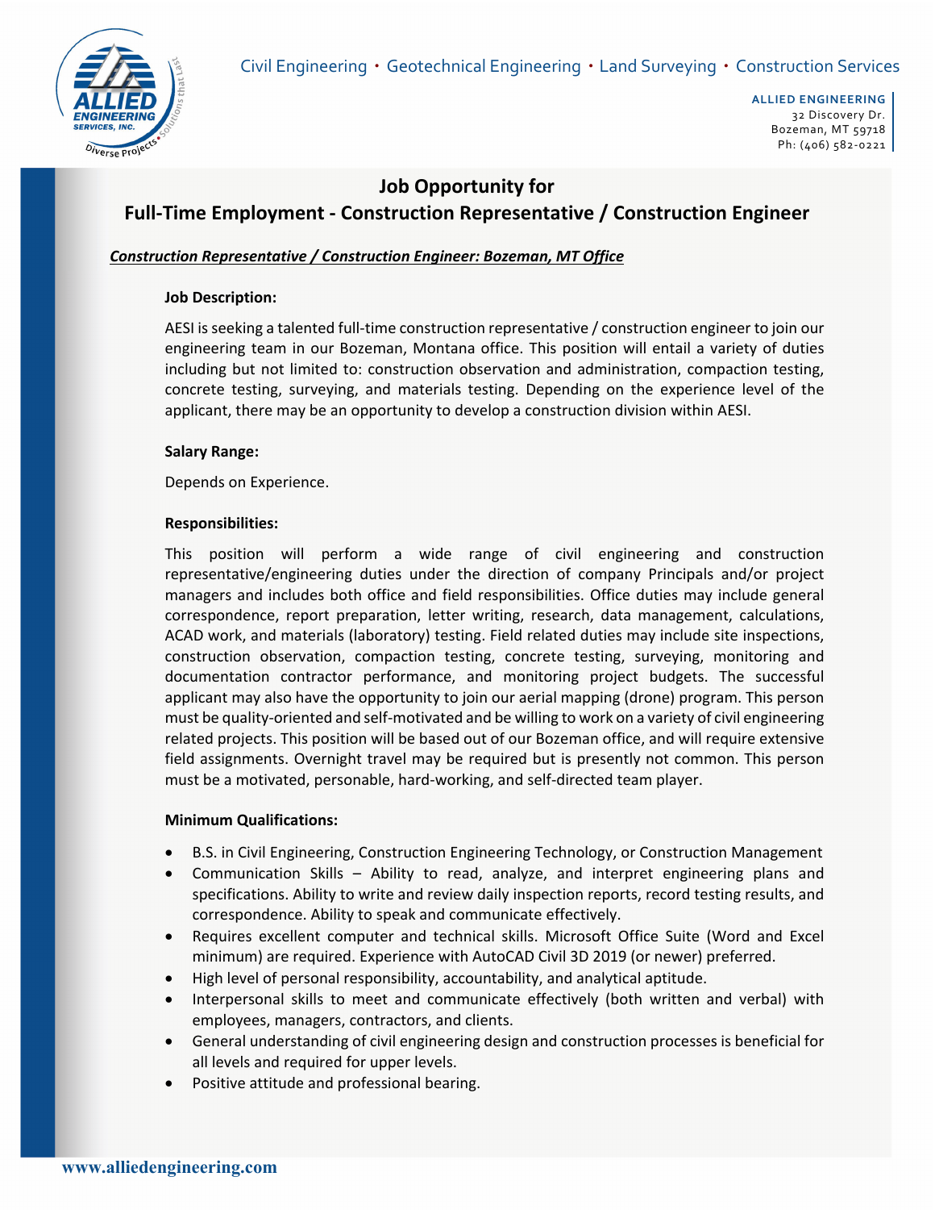Civil Engineering • Geotechnical Engineering • Land Surveying • Construction Services

**ALLIED ENGINEERING**
32 Discovery Dr.
Bozeman, MT 59718
Ph: (406) 582-0221

# Job Opportunity for
# Full-Time Employment - Construction Representative / Construction Engineer

***Construction Representative / Construction Engineer: Bozeman, MT Office***

### Job Description:

AESI is seeking a talented full-time construction representative / construction engineer to join our engineering team in our Bozeman, Montana office. This position will entail a variety of duties including but not limited to: construction observation and administration, compaction testing, concrete testing, surveying, and materials testing. Depending on the experience level of the applicant, there may be an opportunity to develop a construction division within AESI.

### Salary Range:

Depends on Experience.

### Responsibilities:

This position will perform a wide range of civil engineering and construction representative/engineering duties under the direction of company Principals and/or project managers and includes both office and field responsibilities. Office duties may include general correspondence, report preparation, letter writing, research, data management, calculations, ACAD work, and materials (laboratory) testing. Field related duties may include site inspections, construction observation, compaction testing, concrete testing, surveying, monitoring and documentation contractor performance, and monitoring project budgets. The successful applicant may also have the opportunity to join our aerial mapping (drone) program. This person must be quality-oriented and self-motivated and be willing to work on a variety of civil engineering related projects. This position will be based out of our Bozeman office, and will require extensive field assignments. Overnight travel may be required but is presently not common. This person must be a motivated, personable, hard-working, and self-directed team player.

### Minimum Qualifications:

- B.S. in Civil Engineering, Construction Engineering Technology, or Construction Management
- Communication Skills – Ability to read, analyze, and interpret engineering plans and specifications. Ability to write and review daily inspection reports, record testing results, and correspondence. Ability to speak and communicate effectively.
- Requires excellent computer and technical skills. Microsoft Office Suite (Word and Excel minimum) are required. Experience with AutoCAD Civil 3D 2019 (or newer) preferred.
- High level of personal responsibility, accountability, and analytical aptitude.
- Interpersonal skills to meet and communicate effectively (both written and verbal) with employees, managers, contractors, and clients.
- General understanding of civil engineering design and construction processes is beneficial for all levels and required for upper levels.
- Positive attitude and professional bearing.

www.alliedengineering.com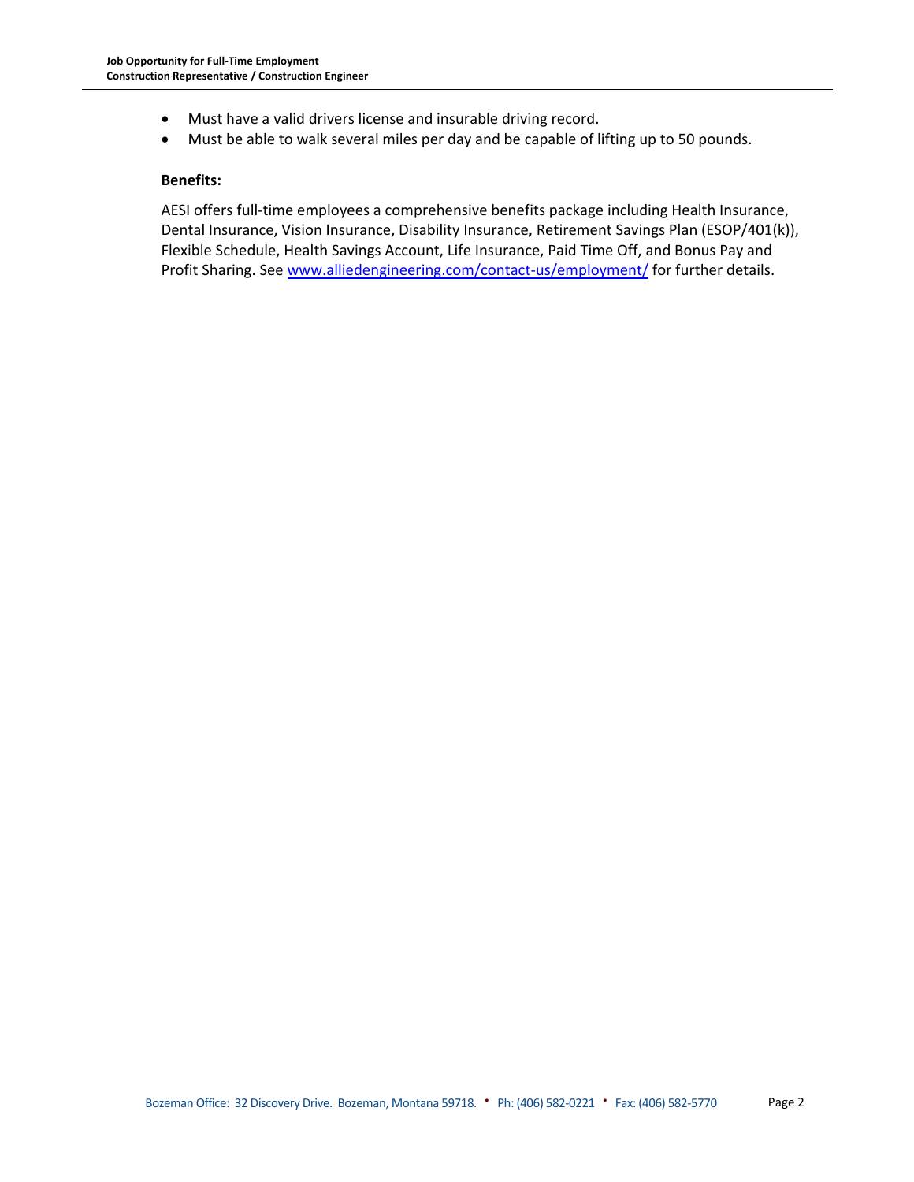- Must have a valid drivers license and insurable driving record.
- Must be able to walk several miles per day and be capable of lifting up to 50 pounds.

**Benefits:**

AESI offers full-time employees a comprehensive benefits package including Health Insurance, Dental Insurance, Vision Insurance, Disability Insurance, Retirement Savings Plan (ESOP/401(k)), Flexible Schedule, Health Savings Account, Life Insurance, Paid Time Off, and Bonus Pay and Profit Sharing. See [www.alliedengineering.com/contact-us/employment/](www.alliedengineering.com/contact-us/employment/) for further details.